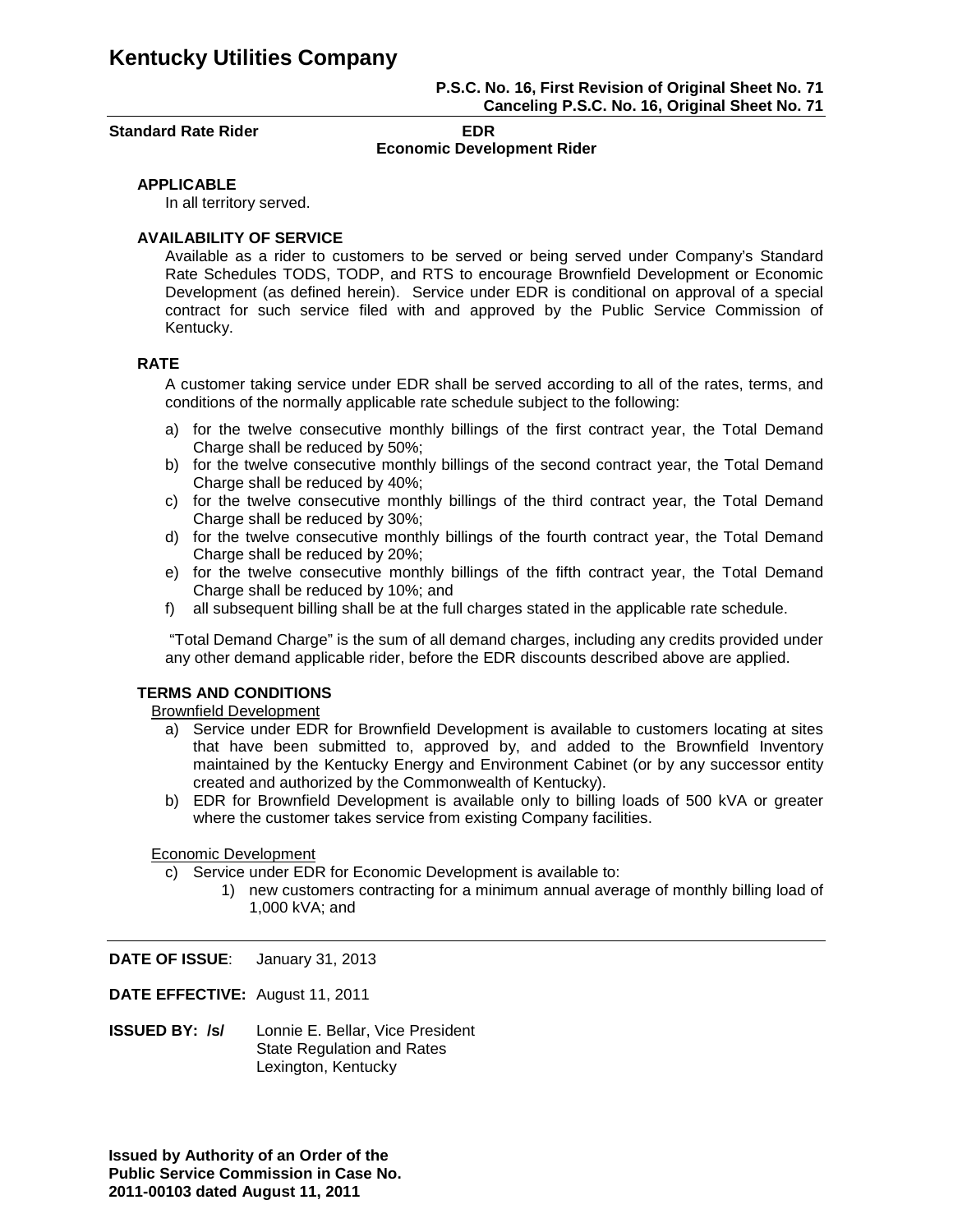# Kentucky Utilities Company

**P.S.C. No. 16, First Revision of Original Sheet No. 71**
**Canceling P.S.C. No. 16, Original Sheet No. 71**

**Standard Rate Rider** **EDR**
**Economic Development Rider**

### APPLICABLE

In all territory served.

### AVAILABILITY OF SERVICE

Available as a rider to customers to be served or being served under Company's Standard Rate Schedules TODS, TODP, and RTS to encourage Brownfield Development or Economic Development (as defined herein). Service under EDR is conditional on approval of a special contract for such service filed with and approved by the Public Service Commission of Kentucky.

### RATE

A customer taking service under EDR shall be served according to all of the rates, terms, and conditions of the normally applicable rate schedule subject to the following:

a) for the twelve consecutive monthly billings of the first contract year, the Total Demand Charge shall be reduced by 50%;
b) for the twelve consecutive monthly billings of the second contract year, the Total Demand Charge shall be reduced by 40%;
c) for the twelve consecutive monthly billings of the third contract year, the Total Demand Charge shall be reduced by 30%;
d) for the twelve consecutive monthly billings of the fourth contract year, the Total Demand Charge shall be reduced by 20%;
e) for the twelve consecutive monthly billings of the fifth contract year, the Total Demand Charge shall be reduced by 10%; and
f) all subsequent billing shall be at the full charges stated in the applicable rate schedule.

"Total Demand Charge" is the sum of all demand charges, including any credits provided under any other demand applicable rider, before the EDR discounts described above are applied.

### TERMS AND CONDITIONS

Brownfield Development

a) Service under EDR for Brownfield Development is available to customers locating at sites that have been submitted to, approved by, and added to the Brownfield Inventory maintained by the Kentucky Energy and Environment Cabinet (or by any successor entity created and authorized by the Commonwealth of Kentucky).
b) EDR for Brownfield Development is available only to billing loads of 500 kVA or greater where the customer takes service from existing Company facilities.

Economic Development

c) Service under EDR for Economic Development is available to:
   1) new customers contracting for a minimum annual average of monthly billing load of 1,000 kVA; and

**DATE OF ISSUE**: January 31, 2013

**DATE EFFECTIVE:** August 11, 2011

**ISSUED BY: /s/** Lonnie E. Bellar, Vice President
State Regulation and Rates
Lexington, Kentucky

**Issued by Authority of an Order of the Public Service Commission in Case No. 2011-00103 dated August 11, 2011**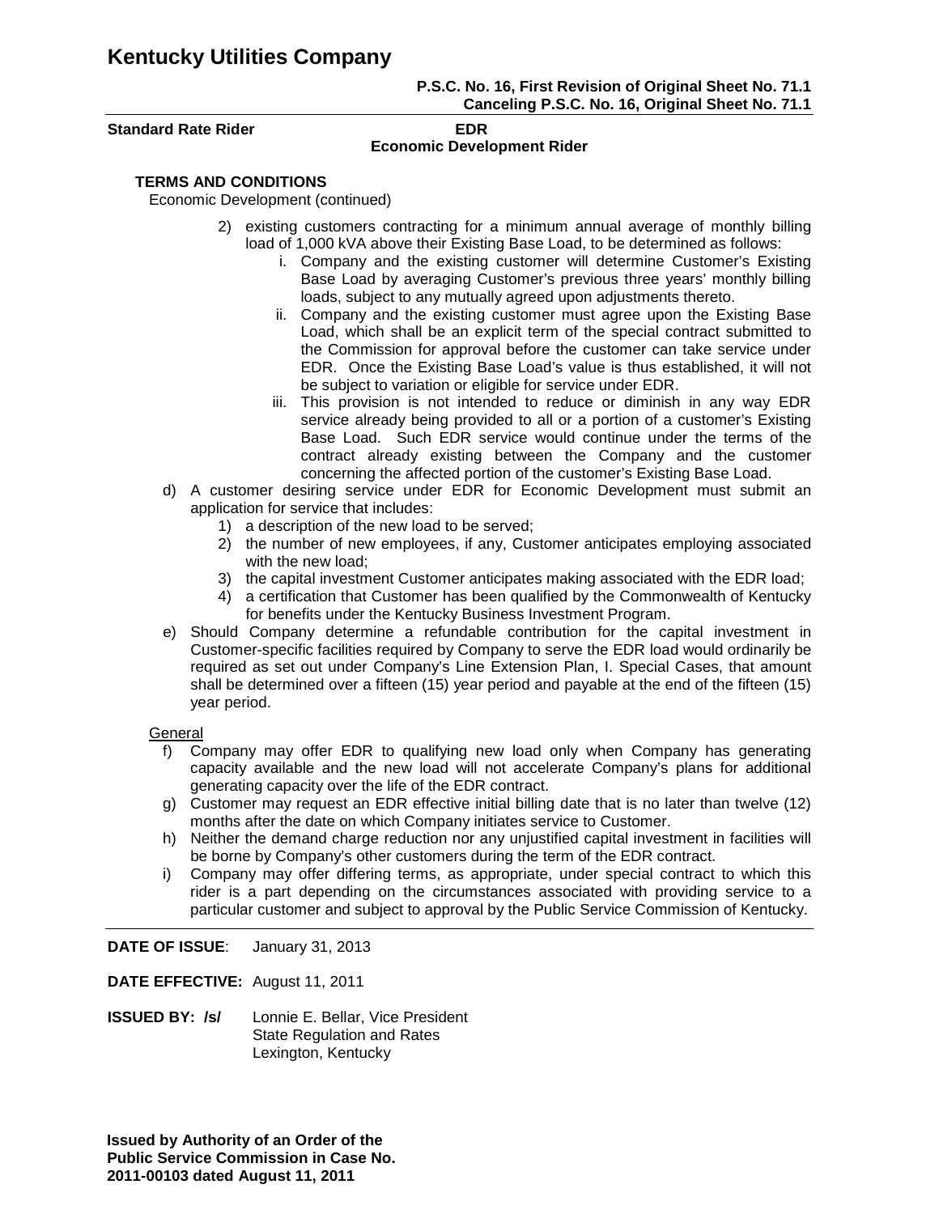# Kentucky Utilities Company

**P.S.C. No. 16, First Revision of Original Sheet No. 71.1**
**Canceling P.S.C. No. 16, Original Sheet No. 71.1**

**Standard Rate Rider** **EDR**
**Economic Development Rider**

### TERMS AND CONDITIONS

Economic Development (continued)

2) existing customers contracting for a minimum annual average of monthly billing load of 1,000 kVA above their Existing Base Load, to be determined as follows:
   i. Company and the existing customer will determine Customer's Existing Base Load by averaging Customer's previous three years' monthly billing loads, subject to any mutually agreed upon adjustments thereto.
   ii. Company and the existing customer must agree upon the Existing Base Load, which shall be an explicit term of the special contract submitted to the Commission for approval before the customer can take service under EDR. Once the Existing Base Load's value is thus established, it will not be subject to variation or eligible for service under EDR.
   iii. This provision is not intended to reduce or diminish in any way EDR service already being provided to all or a portion of a customer's Existing Base Load. Such EDR service would continue under the terms of the contract already existing between the Company and the customer concerning the affected portion of the customer's Existing Base Load.

d) A customer desiring service under EDR for Economic Development must submit an application for service that includes:
   1) a description of the new load to be served;
   2) the number of new employees, if any, Customer anticipates employing associated with the new load;
   3) the capital investment Customer anticipates making associated with the EDR load;
   4) a certification that Customer has been qualified by the Commonwealth of Kentucky for benefits under the Kentucky Business Investment Program.

e) Should Company determine a refundable contribution for the capital investment in Customer-specific facilities required by Company to serve the EDR load would ordinarily be required as set out under Company's Line Extension Plan, I. Special Cases, that amount shall be determined over a fifteen (15) year period and payable at the end of the fifteen (15) year period.

General

f) Company may offer EDR to qualifying new load only when Company has generating capacity available and the new load will not accelerate Company's plans for additional generating capacity over the life of the EDR contract.

g) Customer may request an EDR effective initial billing date that is no later than twelve (12) months after the date on which Company initiates service to Customer.

h) Neither the demand charge reduction nor any unjustified capital investment in facilities will be borne by Company's other customers during the term of the EDR contract.

i) Company may offer differing terms, as appropriate, under special contract to which this rider is a part depending on the circumstances associated with providing service to a particular customer and subject to approval by the Public Service Commission of Kentucky.

**DATE OF ISSUE**: January 31, 2013

**DATE EFFECTIVE:** August 11, 2011

**ISSUED BY: /s/** Lonnie E. Bellar, Vice President
State Regulation and Rates
Lexington, Kentucky

**Issued by Authority of an Order of the Public Service Commission in Case No. 2011-00103 dated August 11, 2011**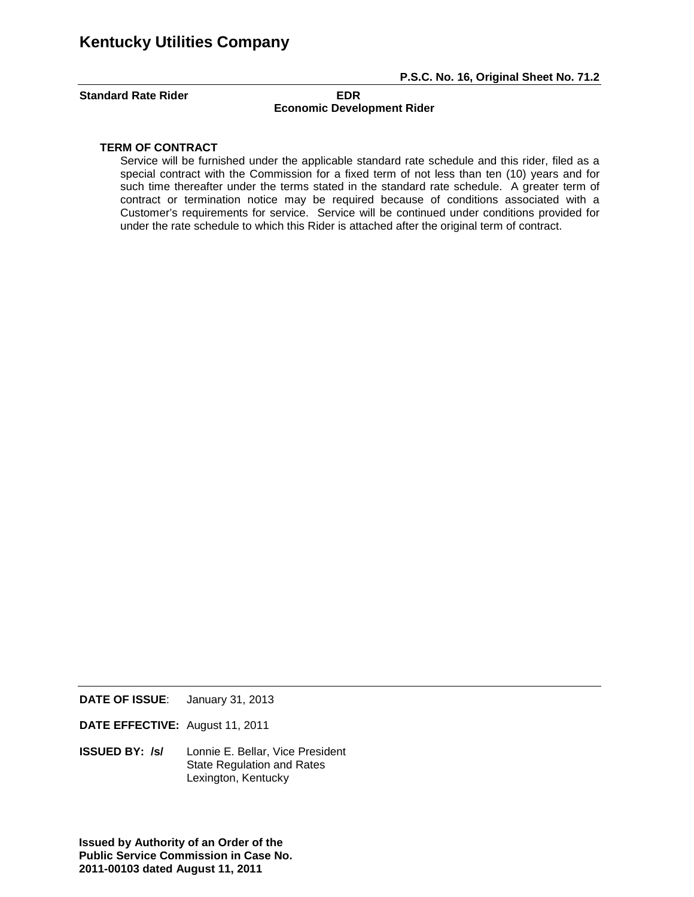## Kentucky Utilities Company

**P.S.C. No. 16, Original Sheet No. 71.2**

**Standard Rate Rider** **EDR**
**Economic Development Rider**

**TERM OF CONTRACT**

Service will be furnished under the applicable standard rate schedule and this rider, filed as a special contract with the Commission for a fixed term of not less than ten (10) years and for such time thereafter under the terms stated in the standard rate schedule. A greater term of contract or termination notice may be required because of conditions associated with a Customer's requirements for service. Service will be continued under conditions provided for under the rate schedule to which this Rider is attached after the original term of contract.

**DATE OF ISSUE**: January 31, 2013

**DATE EFFECTIVE:** August 11, 2011

**ISSUED BY: /s/** Lonnie E. Bellar, Vice President
State Regulation and Rates
Lexington, Kentucky

**Issued by Authority of an Order of the Public Service Commission in Case No. 2011-00103 dated August 11, 2011**